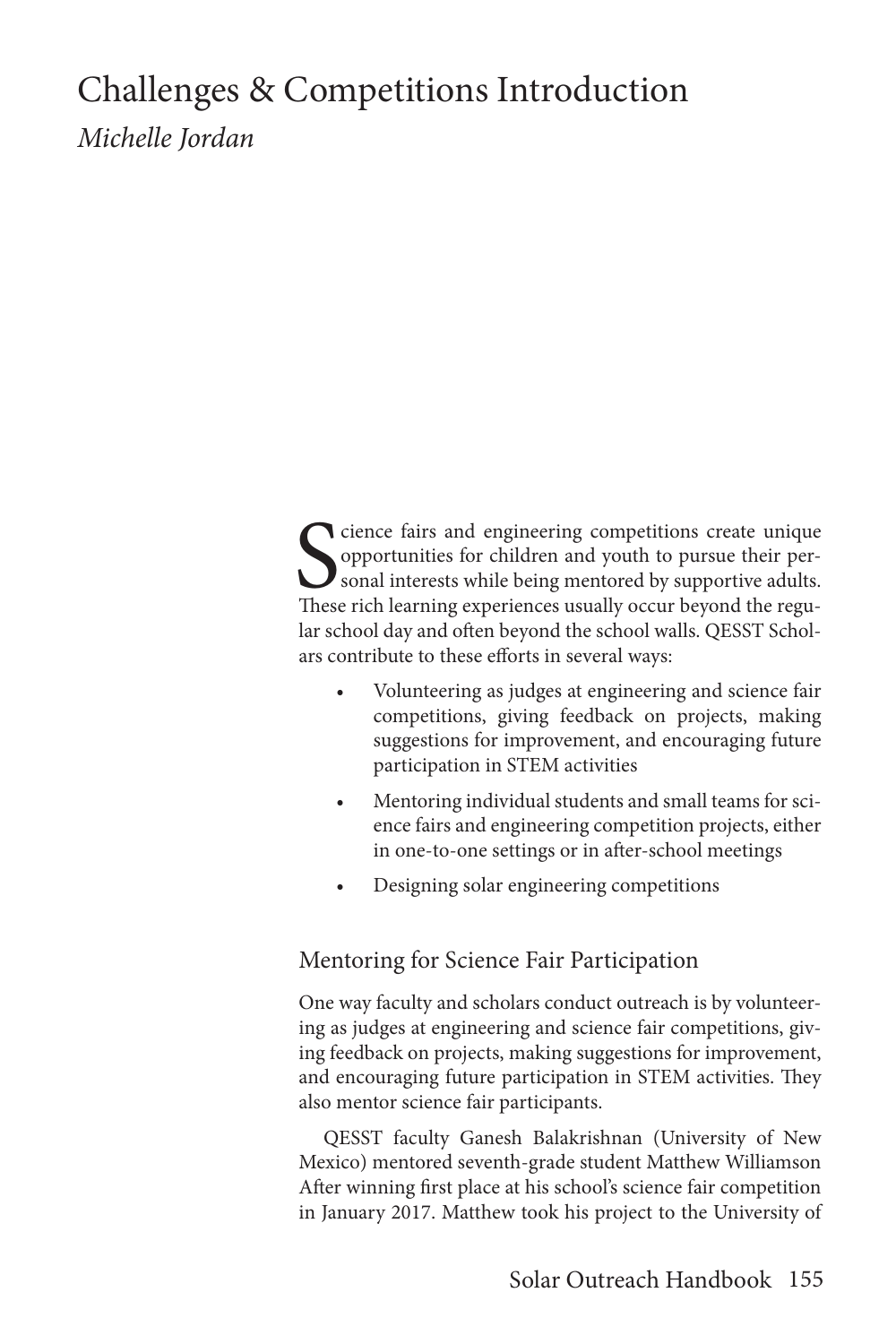# Challenges & Competitions Introduction

*Michelle Jordan*

Science fairs and engineering competitions create unique opportunities for children and youth to pursue their personal interests while being mentored by supportive adults. These rich learning experiences usually occur beyond the regular school day and often beyond the school walls. QESST Scholars contribute to these efforts in several ways:

- Volunteering as judges at engineering and science fair competitions, giving feedback on projects, making suggestions for improvement, and encouraging future participation in STEM activities
- Mentoring individual students and small teams for science fairs and engineering competition projects, either in one-to-one settings or in after-school meetings
- Designing solar engineering competitions

## Mentoring for Science Fair Participation

One way faculty and scholars conduct outreach is by volunteering as judges at engineering and science fair competitions, giving feedback on projects, making suggestions for improvement, and encouraging future participation in STEM activities. They also mentor science fair participants.

QESST faculty Ganesh Balakrishnan (University of New Mexico) mentored seventh-grade student Matthew Williamson After winning first place at his school's science fair competition in January 2017. Matthew took his project to the University of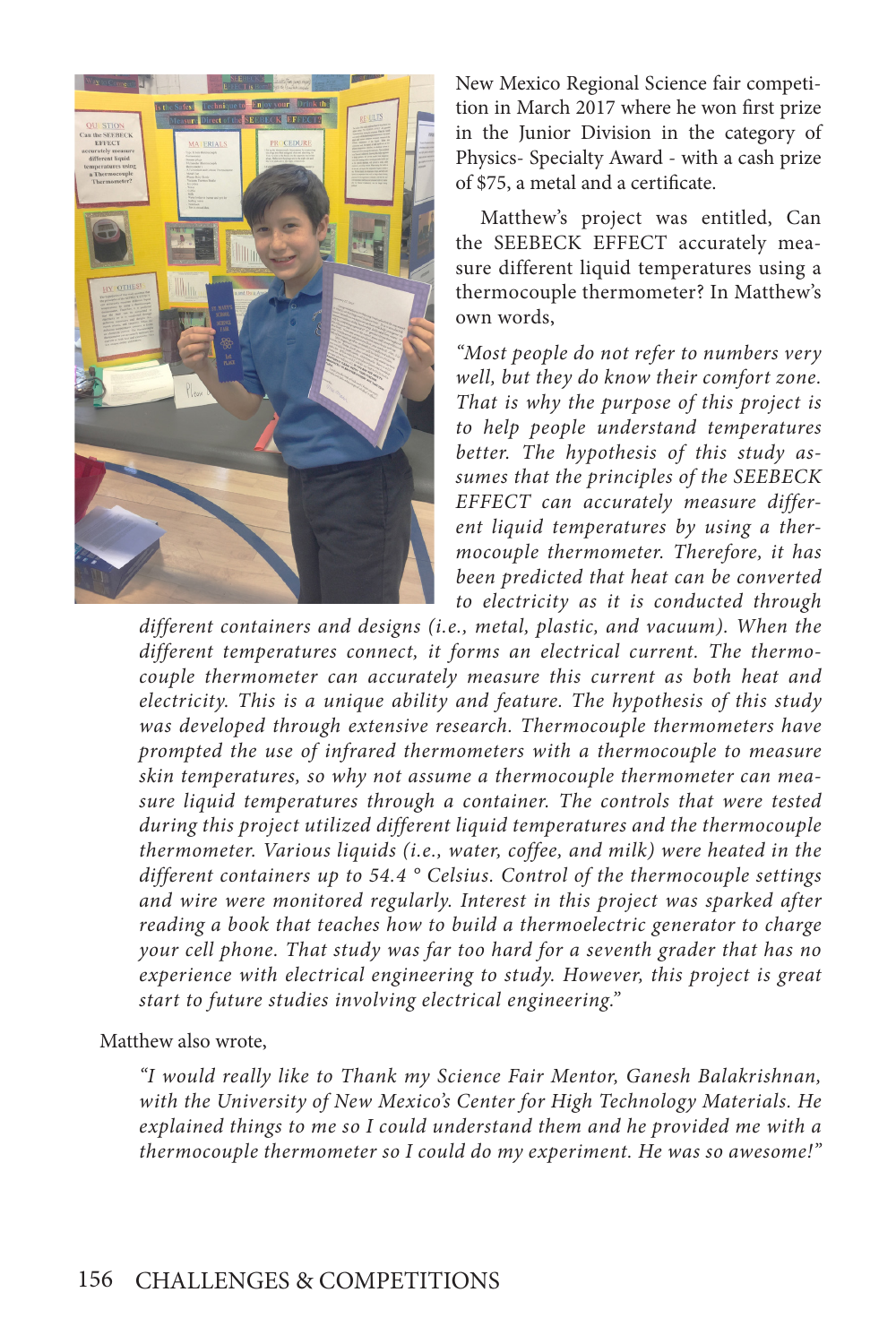New Mexico Regional Science fair competition in March 2017 where he won first prize in the Junior Division in the category of Physics- Specialty Award - with a cash prize of $75, a metal and a certificate.

Matthew's project was entitled, Can the SEEBECK EFFECT accurately measure different liquid temperatures using a thermocouple thermometer? In Matthew's own words,

*"Most people do not refer to numbers very well, but they do know their comfort zone. That is why the purpose of this project is to help people understand temperatures better. The hypothesis of this study assumes that the principles of the SEEBECK EFFECT can accurately measure different liquid temperatures by using a thermocouple thermometer. Therefore, it has been predicted that heat can be converted to electricity as it is conducted through different containers and designs (i.e., metal, plastic, and vacuum). When the different temperatures connect, it forms an electrical current. The thermocouple thermometer can accurately measure this current as both heat and electricity. This is a unique ability and feature. The hypothesis of this study was developed through extensive research. Thermocouple thermometers have prompted the use of infrared thermometers with a thermocouple to measure skin temperatures, so why not assume a thermocouple thermometer can measure liquid temperatures through a container. The controls that were tested during this project utilized different liquid temperatures and the thermocouple thermometer. Various liquids (i.e., water, coffee, and milk) were heated in the different containers up to 54.4 ° Celsius. Control of the thermocouple settings and wire were monitored regularly. Interest in this project was sparked after reading a book that teaches how to build a thermoelectric generator to charge your cell phone. That study was far too hard for a seventh grader that has no experience with electrical engineering to study. However, this project is great start to future studies involving electrical engineering."*

Matthew also wrote,

*"I would really like to Thank my Science Fair Mentor, Ganesh Balakrishnan, with the University of New Mexico's Center for High Technology Materials. He explained things to me so I could understand them and he provided me with a thermocouple thermometer so I could do my experiment. He was so awesome!"*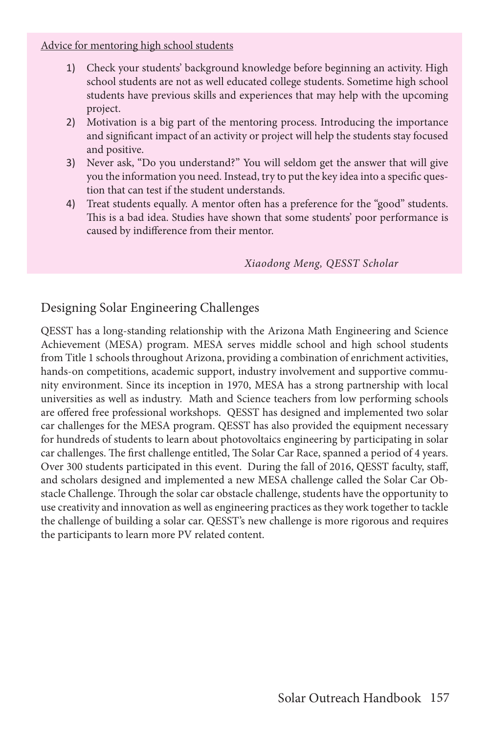Advice for mentoring high school students

1) Check your students' background knowledge before beginning an activity. High school students are not as well educated college students. Sometime high school students have previous skills and experiences that may help with the upcoming project.
2) Motivation is a big part of the mentoring process. Introducing the importance and significant impact of an activity or project will help the students stay focused and positive.
3) Never ask, "Do you understand?" You will seldom get the answer that will give you the information you need. Instead, try to put the key idea into a specific question that can test if the student understands.
4) Treat students equally. A mentor often has a preference for the "good" students. This is a bad idea. Studies have shown that some students' poor performance is caused by indifference from their mentor.

*Xiaodong Meng, QESST Scholar*

## Designing Solar Engineering Challenges

QESST has a long-standing relationship with the Arizona Math Engineering and Science Achievement (MESA) program. MESA serves middle school and high school students from Title 1 schools throughout Arizona, providing a combination of enrichment activities, hands-on competitions, academic support, industry involvement and supportive community environment. Since its inception in 1970, MESA has a strong partnership with local universities as well as industry. Math and Science teachers from low performing schools are offered free professional workshops. QESST has designed and implemented two solar car challenges for the MESA program. QESST has also provided the equipment necessary for hundreds of students to learn about photovoltaics engineering by participating in solar car challenges. The first challenge entitled, The Solar Car Race, spanned a period of 4 years. Over 300 students participated in this event. During the fall of 2016, QESST faculty, staff, and scholars designed and implemented a new MESA challenge called the Solar Car Obstacle Challenge. Through the solar car obstacle challenge, students have the opportunity to use creativity and innovation as well as engineering practices as they work together to tackle the challenge of building a solar car. QESST's new challenge is more rigorous and requires the participants to learn more PV related content.